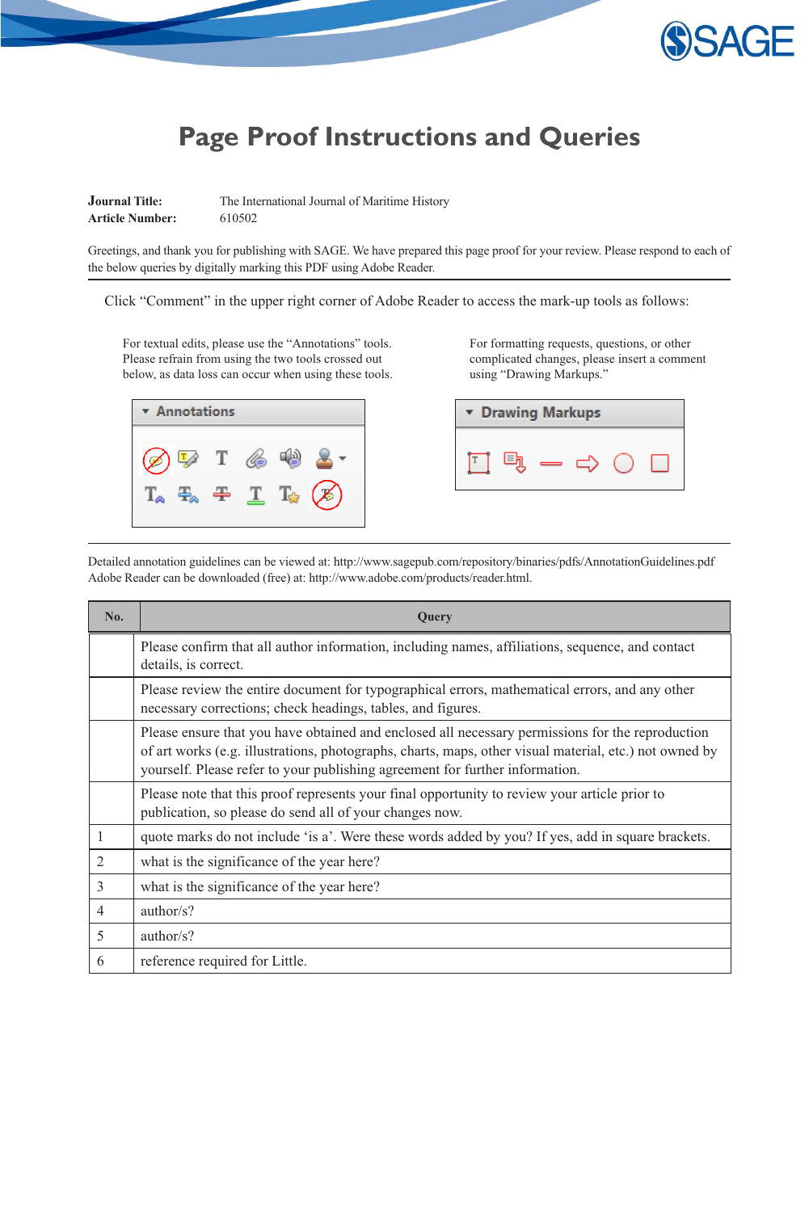# Page Proof Instructions and Queries

**Journal Title:** The International Journal of Maritime History
**Article Number:** 610502

Greetings, and thank you for publishing with SAGE. We have prepared this page proof for your review. Please respond to each of the below queries by digitally marking this PDF using Adobe Reader.

Click "Comment" in the upper right corner of Adobe Reader to access the mark-up tools as follows:

For textual edits, please use the "Annotations" tools. Please refrain from using the two tools crossed out below, as data loss can occur when using these tools.

**Annotations**

For formatting requests, questions, or other complicated changes, please insert a comment using "Drawing Markups."

**Drawing Markups**

Detailed annotation guidelines can be viewed at: http://www.sagepub.com/repository/binaries/pdfs/AnnotationGuidelines.pdf
Adobe Reader can be downloaded (free) at: http://www.adobe.com/products/reader.html.

| No. | Query |
|---|---|
| | Please confirm that all author information, including names, affiliations, sequence, and contact details, is correct. |
| | Please review the entire document for typographical errors, mathematical errors, and any other necessary corrections; check headings, tables, and figures. |
| | Please ensure that you have obtained and enclosed all necessary permissions for the reproduction of art works (e.g. illustrations, photographs, charts, maps, other visual material, etc.) not owned by yourself. Please refer to your publishing agreement for further information. |
| | Please note that this proof represents your final opportunity to review your article prior to publication, so please do send all of your changes now. |
| 1 | quote marks do not include 'is a'. Were these words added by you? If yes, add in square brackets. |
| 2 | what is the significance of the year here? |
| 3 | what is the significance of the year here? |
| 4 | author/s? |
| 5 | author/s? |
| 6 | reference required for Little. |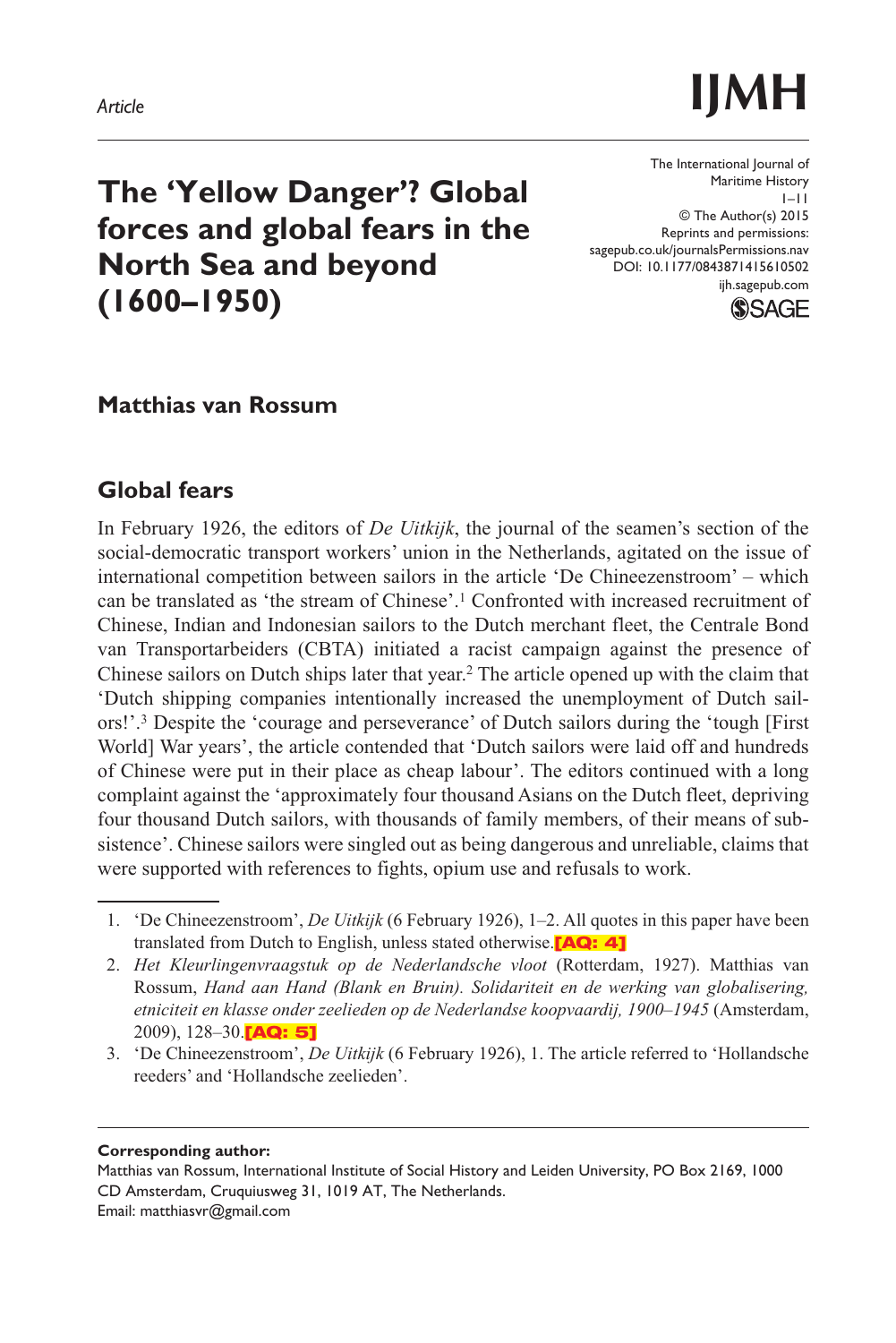*Article*

# The 'Yellow Danger'? Global forces and global fears in the North Sea and beyond (1600–1950)

The International Journal of Maritime History
© The Author(s) 2015
Reprints and permissions: sagepub.co.uk/journalsPermissions.nav
DOI: 10.1177/0843871415610502
ijh.sagepub.com

**Matthias van Rossum**

## Global fears

In February 1926, the editors of *De Uitkijk*, the journal of the seamen's section of the social-democratic transport workers' union in the Netherlands, agitated on the issue of international competition between sailors in the article 'De Chineezenstroom' – which can be translated as 'the stream of Chinese'.[1] Confronted with increased recruitment of Chinese, Indian and Indonesian sailors to the Dutch merchant fleet, the Centrale Bond van Transportarbeiders (CBTA) initiated a racist campaign against the presence of Chinese sailors on Dutch ships later that year.[2] The article opened up with the claim that 'Dutch shipping companies intentionally increased the unemployment of Dutch sailors!'.[3] Despite the 'courage and perseverance' of Dutch sailors during the 'tough [First World] War years', the article contended that 'Dutch sailors were laid off and hundreds of Chinese were put in their place as cheap labour'. The editors continued with a long complaint against the 'approximately four thousand Asians on the Dutch fleet, depriving four thousand Dutch sailors, with thousands of family members, of their means of subsistence'. Chinese sailors were singled out as being dangerous and unreliable, claims that were supported with references to fights, opium use and refusals to work.

1. 'De Chineezenstroom', *De Uitkijk* (6 February 1926), 1–2. All quotes in this paper have been translated from Dutch to English, unless stated otherwise.**[AQ: 4]**
2. *Het Kleurlingenvraagstuk op de Nederlandsche vloot* (Rotterdam, 1927). Matthias van Rossum, *Hand aan Hand (Blank en Bruin). Solidariteit en de werking van globalisering, etniciteit en klasse onder zeelieden op de Nederlandse koopvaardij, 1900–1945* (Amsterdam, 2009), 128–30.**[AQ: 5]**
3. 'De Chineezenstroom', *De Uitkijk* (6 February 1926), 1. The article referred to 'Hollandsche reeders' and 'Hollandsche zeelieden'.

**Corresponding author:**
Matthias van Rossum, International Institute of Social History and Leiden University, PO Box 2169, 1000 CD Amsterdam, Cruquiusweg 31, 1019 AT, The Netherlands.
Email: matthiasvr@gmail.com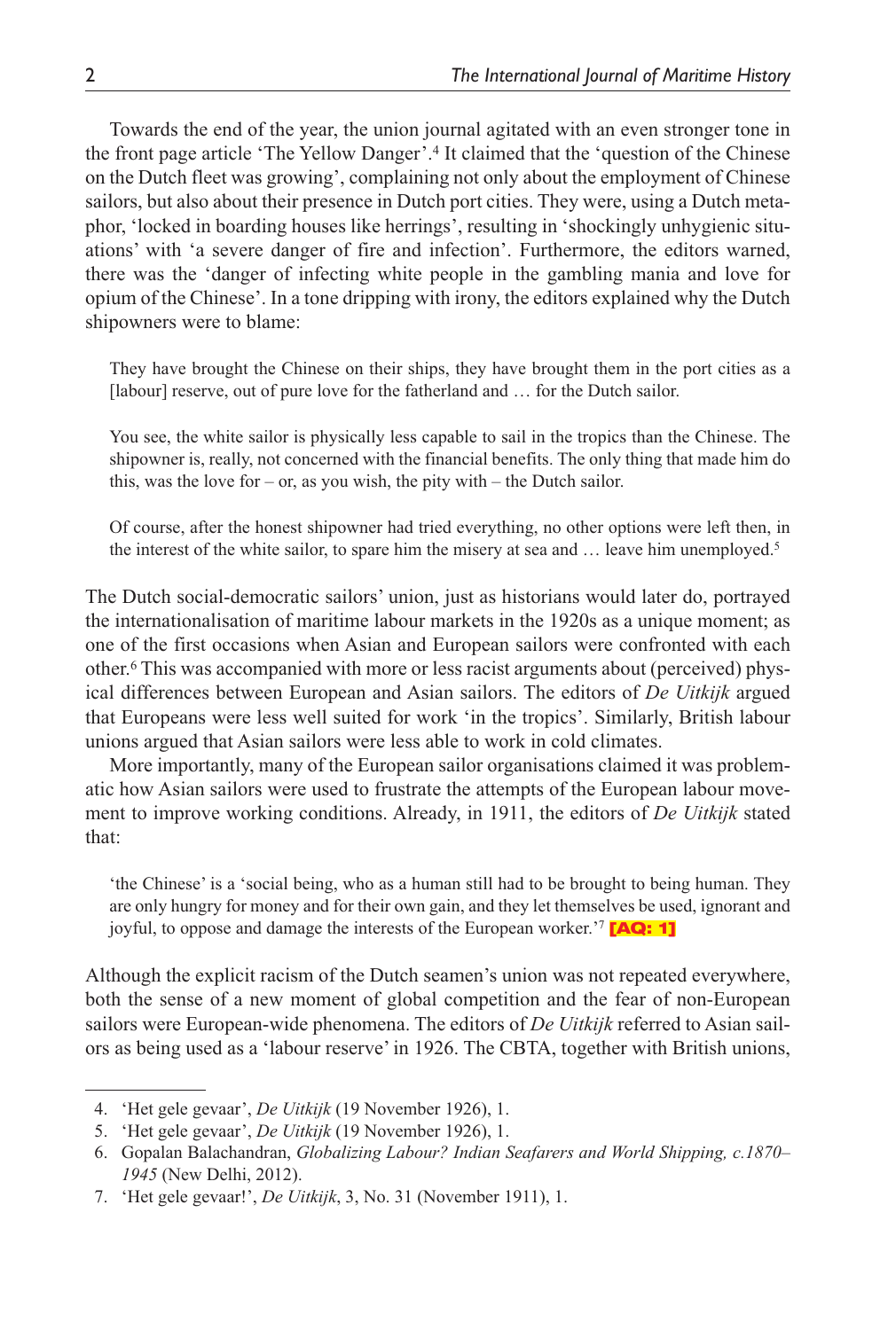Towards the end of the year, the union journal agitated with an even stronger tone in the front page article 'The Yellow Danger'.[4] It claimed that the 'question of the Chinese on the Dutch fleet was growing', complaining not only about the employment of Chinese sailors, but also about their presence in Dutch port cities. They were, using a Dutch metaphor, 'locked in boarding houses like herrings', resulting in 'shockingly unhygienic situations' with 'a severe danger of fire and infection'. Furthermore, the editors warned, there was the 'danger of infecting white people in the gambling mania and love for opium of the Chinese'. In a tone dripping with irony, the editors explained why the Dutch shipowners were to blame:

> They have brought the Chinese on their ships, they have brought them in the port cities as a [labour] reserve, out of pure love for the fatherland and … for the Dutch sailor.
>
> You see, the white sailor is physically less capable to sail in the tropics than the Chinese. The shipowner is, really, not concerned with the financial benefits. The only thing that made him do this, was the love for – or, as you wish, the pity with – the Dutch sailor.
>
> Of course, after the honest shipowner had tried everything, no other options were left then, in the interest of the white sailor, to spare him the misery at sea and … leave him unemployed.[5]

The Dutch social-democratic sailors' union, just as historians would later do, portrayed the internationalisation of maritime labour markets in the 1920s as a unique moment; as one of the first occasions when Asian and European sailors were confronted with each other.[6] This was accompanied with more or less racist arguments about (perceived) physical differences between European and Asian sailors. The editors of *De Uitkijk* argued that Europeans were less well suited for work 'in the tropics'. Similarly, British labour unions argued that Asian sailors were less able to work in cold climates.

More importantly, many of the European sailor organisations claimed it was problematic how Asian sailors were used to frustrate the attempts of the European labour movement to improve working conditions. Already, in 1911, the editors of *De Uitkijk* stated that:

> 'the Chinese' is a 'social being, who as a human still had to be brought to being human. They are only hungry for money and for their own gain, and they let themselves be used, ignorant and joyful, to oppose and damage the interests of the European worker.'[7] **[AQ: 1]**

Although the explicit racism of the Dutch seamen's union was not repeated everywhere, both the sense of a new moment of global competition and the fear of non-European sailors were European-wide phenomena. The editors of *De Uitkijk* referred to Asian sailors as being used as a 'labour reserve' in 1926. The CBTA, together with British unions,

---

4. 'Het gele gevaar', *De Uitkijk* (19 November 1926), 1.
5. 'Het gele gevaar', *De Uitkijk* (19 November 1926), 1.
6. Gopalan Balachandran, *Globalizing Labour? Indian Seafarers and World Shipping, c.1870–1945* (New Delhi, 2012).
7. 'Het gele gevaar!', *De Uitkijk*, 3, No. 31 (November 1911), 1.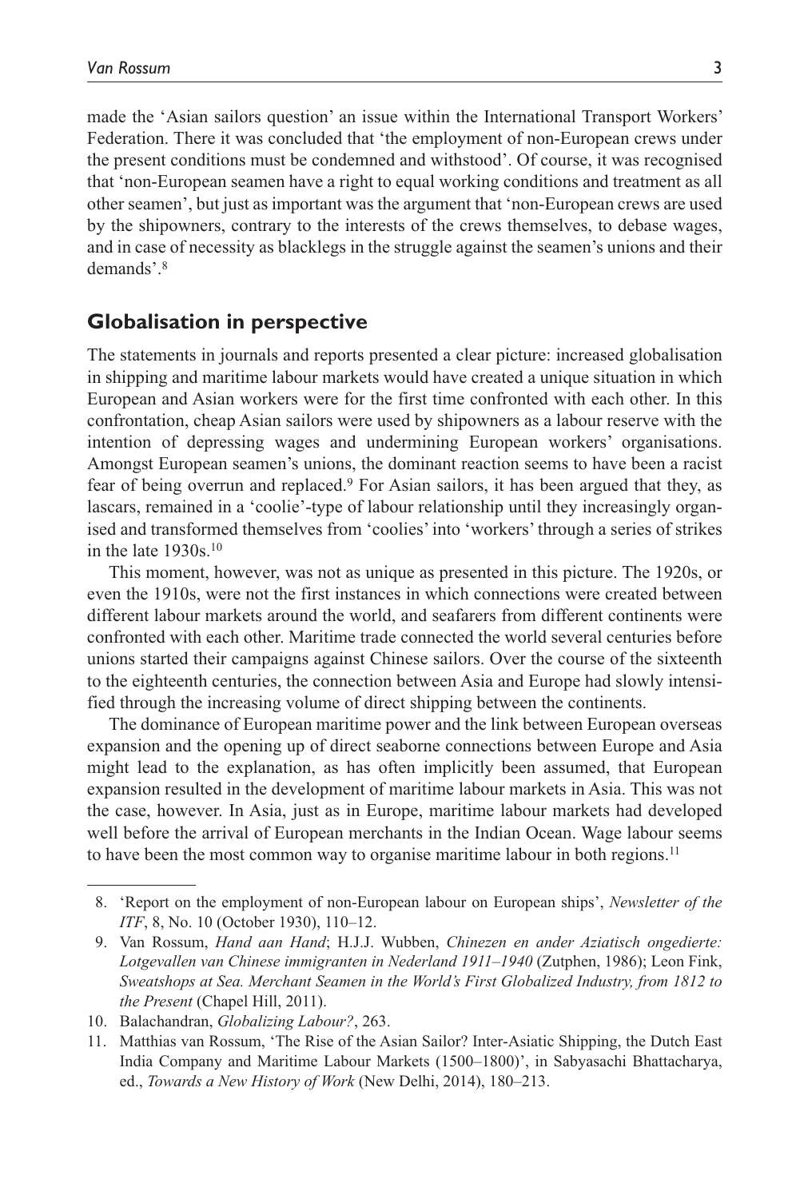made the 'Asian sailors question' an issue within the International Transport Workers' Federation. There it was concluded that 'the employment of non-European crews under the present conditions must be condemned and withstood'. Of course, it was recognised that 'non-European seamen have a right to equal working conditions and treatment as all other seamen', but just as important was the argument that 'non-European crews are used by the shipowners, contrary to the interests of the crews themselves, to debase wages, and in case of necessity as blacklegs in the struggle against the seamen's unions and their demands'.[8]

## Globalisation in perspective

The statements in journals and reports presented a clear picture: increased globalisation in shipping and maritime labour markets would have created a unique situation in which European and Asian workers were for the first time confronted with each other. In this confrontation, cheap Asian sailors were used by shipowners as a labour reserve with the intention of depressing wages and undermining European workers' organisations. Amongst European seamen's unions, the dominant reaction seems to have been a racist fear of being overrun and replaced.[9] For Asian sailors, it has been argued that they, as lascars, remained in a 'coolie'-type of labour relationship until they increasingly organised and transformed themselves from 'coolies' into 'workers' through a series of strikes in the late 1930s.[10]

This moment, however, was not as unique as presented in this picture. The 1920s, or even the 1910s, were not the first instances in which connections were created between different labour markets around the world, and seafarers from different continents were confronted with each other. Maritime trade connected the world several centuries before unions started their campaigns against Chinese sailors. Over the course of the sixteenth to the eighteenth centuries, the connection between Asia and Europe had slowly intensified through the increasing volume of direct shipping between the continents.

The dominance of European maritime power and the link between European overseas expansion and the opening up of direct seaborne connections between Europe and Asia might lead to the explanation, as has often implicitly been assumed, that European expansion resulted in the development of maritime labour markets in Asia. This was not the case, however. In Asia, just as in Europe, maritime labour markets had developed well before the arrival of European merchants in the Indian Ocean. Wage labour seems to have been the most common way to organise maritime labour in both regions.[11]

---

8. 'Report on the employment of non-European labour on European ships', *Newsletter of the ITF*, 8, No. 10 (October 1930), 110–12.
9. Van Rossum, *Hand aan Hand*; H.J.J. Wubben, *Chinezen en ander Aziatisch ongedierte: Lotgevallen van Chinese immigranten in Nederland 1911–1940* (Zutphen, 1986); Leon Fink, *Sweatshops at Sea. Merchant Seamen in the World's First Globalized Industry, from 1812 to the Present* (Chapel Hill, 2011).
10. Balachandran, *Globalizing Labour?*, 263.
11. Matthias van Rossum, 'The Rise of the Asian Sailor? Inter-Asiatic Shipping, the Dutch East India Company and Maritime Labour Markets (1500–1800)', in Sabyasachi Bhattacharya, ed., *Towards a New History of Work* (New Delhi, 2014), 180–213.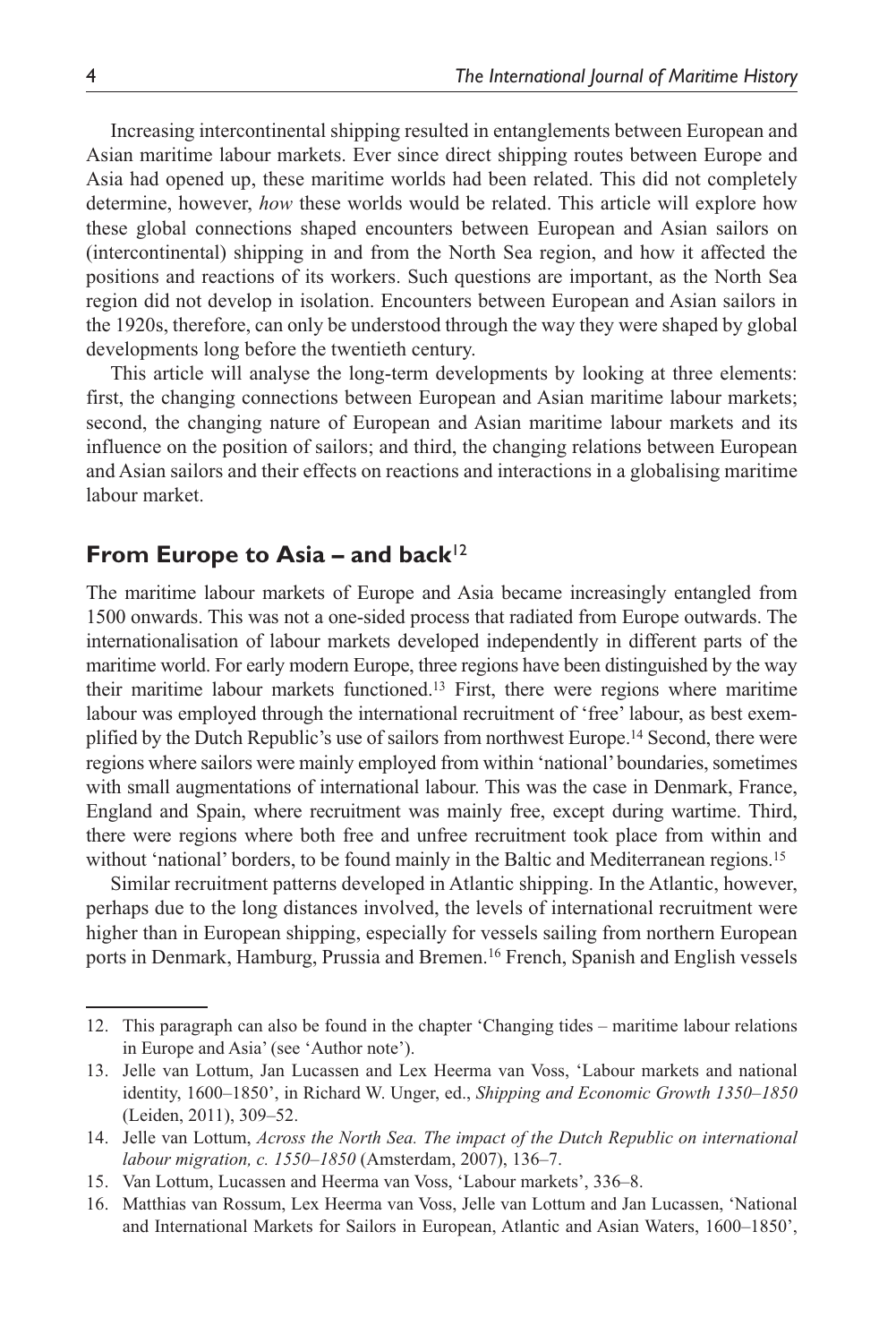Increasing intercontinental shipping resulted in entanglements between European and Asian maritime labour markets. Ever since direct shipping routes between Europe and Asia had opened up, these maritime worlds had been related. This did not completely determine, however, *how* these worlds would be related. This article will explore how these global connections shaped encounters between European and Asian sailors on (intercontinental) shipping in and from the North Sea region, and how it affected the positions and reactions of its workers. Such questions are important, as the North Sea region did not develop in isolation. Encounters between European and Asian sailors in the 1920s, therefore, can only be understood through the way they were shaped by global developments long before the twentieth century.

This article will analyse the long-term developments by looking at three elements: first, the changing connections between European and Asian maritime labour markets; second, the changing nature of European and Asian maritime labour markets and its influence on the position of sailors; and third, the changing relations between European and Asian sailors and their effects on reactions and interactions in a globalising maritime labour market.

## From Europe to Asia – and back[12]

The maritime labour markets of Europe and Asia became increasingly entangled from 1500 onwards. This was not a one-sided process that radiated from Europe outwards. The internationalisation of labour markets developed independently in different parts of the maritime world. For early modern Europe, three regions have been distinguished by the way their maritime labour markets functioned.[13] First, there were regions where maritime labour was employed through the international recruitment of 'free' labour, as best exemplified by the Dutch Republic's use of sailors from northwest Europe.[14] Second, there were regions where sailors were mainly employed from within 'national' boundaries, sometimes with small augmentations of international labour. This was the case in Denmark, France, England and Spain, where recruitment was mainly free, except during wartime. Third, there were regions where both free and unfree recruitment took place from within and without 'national' borders, to be found mainly in the Baltic and Mediterranean regions.[15]

Similar recruitment patterns developed in Atlantic shipping. In the Atlantic, however, perhaps due to the long distances involved, the levels of international recruitment were higher than in European shipping, especially for vessels sailing from northern European ports in Denmark, Hamburg, Prussia and Bremen.[16] French, Spanish and English vessels

12. This paragraph can also be found in the chapter 'Changing tides – maritime labour relations in Europe and Asia' (see 'Author note').

13. Jelle van Lottum, Jan Lucassen and Lex Heerma van Voss, 'Labour markets and national identity, 1600–1850', in Richard W. Unger, ed., *Shipping and Economic Growth 1350–1850* (Leiden, 2011), 309–52.

14. Jelle van Lottum, *Across the North Sea. The impact of the Dutch Republic on international labour migration, c. 1550–1850* (Amsterdam, 2007), 136–7.

15. Van Lottum, Lucassen and Heerma van Voss, 'Labour markets', 336–8.

16. Matthias van Rossum, Lex Heerma van Voss, Jelle van Lottum and Jan Lucassen, 'National and International Markets for Sailors in European, Atlantic and Asian Waters, 1600–1850',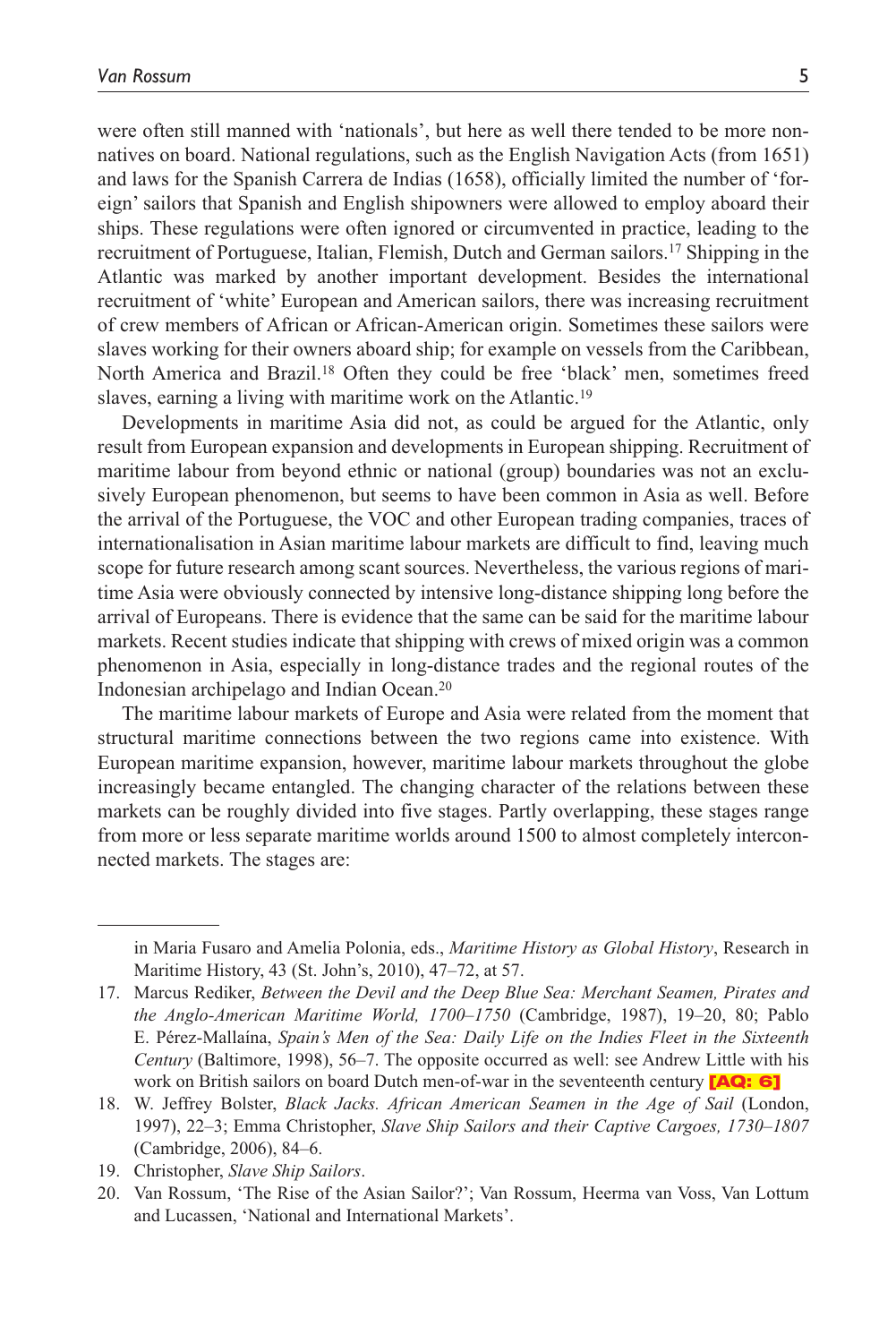were often still manned with 'nationals', but here as well there tended to be more non-natives on board. National regulations, such as the English Navigation Acts (from 1651) and laws for the Spanish Carrera de Indias (1658), officially limited the number of 'foreign' sailors that Spanish and English shipowners were allowed to employ aboard their ships. These regulations were often ignored or circumvented in practice, leading to the recruitment of Portuguese, Italian, Flemish, Dutch and German sailors.[17] Shipping in the Atlantic was marked by another important development. Besides the international recruitment of 'white' European and American sailors, there was increasing recruitment of crew members of African or African-American origin. Sometimes these sailors were slaves working for their owners aboard ship; for example on vessels from the Caribbean, North America and Brazil.[18] Often they could be free 'black' men, sometimes freed slaves, earning a living with maritime work on the Atlantic.[19]

Developments in maritime Asia did not, as could be argued for the Atlantic, only result from European expansion and developments in European shipping. Recruitment of maritime labour from beyond ethnic or national (group) boundaries was not an exclusively European phenomenon, but seems to have been common in Asia as well. Before the arrival of the Portuguese, the VOC and other European trading companies, traces of internationalisation in Asian maritime labour markets are difficult to find, leaving much scope for future research among scant sources. Nevertheless, the various regions of maritime Asia were obviously connected by intensive long-distance shipping long before the arrival of Europeans. There is evidence that the same can be said for the maritime labour markets. Recent studies indicate that shipping with crews of mixed origin was a common phenomenon in Asia, especially in long-distance trades and the regional routes of the Indonesian archipelago and Indian Ocean.[20]

The maritime labour markets of Europe and Asia were related from the moment that structural maritime connections between the two regions came into existence. With European maritime expansion, however, maritime labour markets throughout the globe increasingly became entangled. The changing character of the relations between these markets can be roughly divided into five stages. Partly overlapping, these stages range from more or less separate maritime worlds around 1500 to almost completely interconnected markets. The stages are:

---

in Maria Fusaro and Amelia Polonia, eds., *Maritime History as Global History*, Research in Maritime History, 43 (St. John's, 2010), 47–72, at 57.

17. Marcus Rediker, *Between the Devil and the Deep Blue Sea: Merchant Seamen, Pirates and the Anglo-American Maritime World, 1700–1750* (Cambridge, 1987), 19–20, 80; Pablo E. Pérez-Mallaína, *Spain's Men of the Sea: Daily Life on the Indies Fleet in the Sixteenth Century* (Baltimore, 1998), 56–7. The opposite occurred as well: see Andrew Little with his work on British sailors on board Dutch men-of-war in the seventeenth century **[AQ: 6]**

18. W. Jeffrey Bolster, *Black Jacks. African American Seamen in the Age of Sail* (London, 1997), 22–3; Emma Christopher, *Slave Ship Sailors and their Captive Cargoes, 1730–1807* (Cambridge, 2006), 84–6.

19. Christopher, *Slave Ship Sailors*.

20. Van Rossum, 'The Rise of the Asian Sailor?'; Van Rossum, Heerma van Voss, Van Lottum and Lucassen, 'National and International Markets'.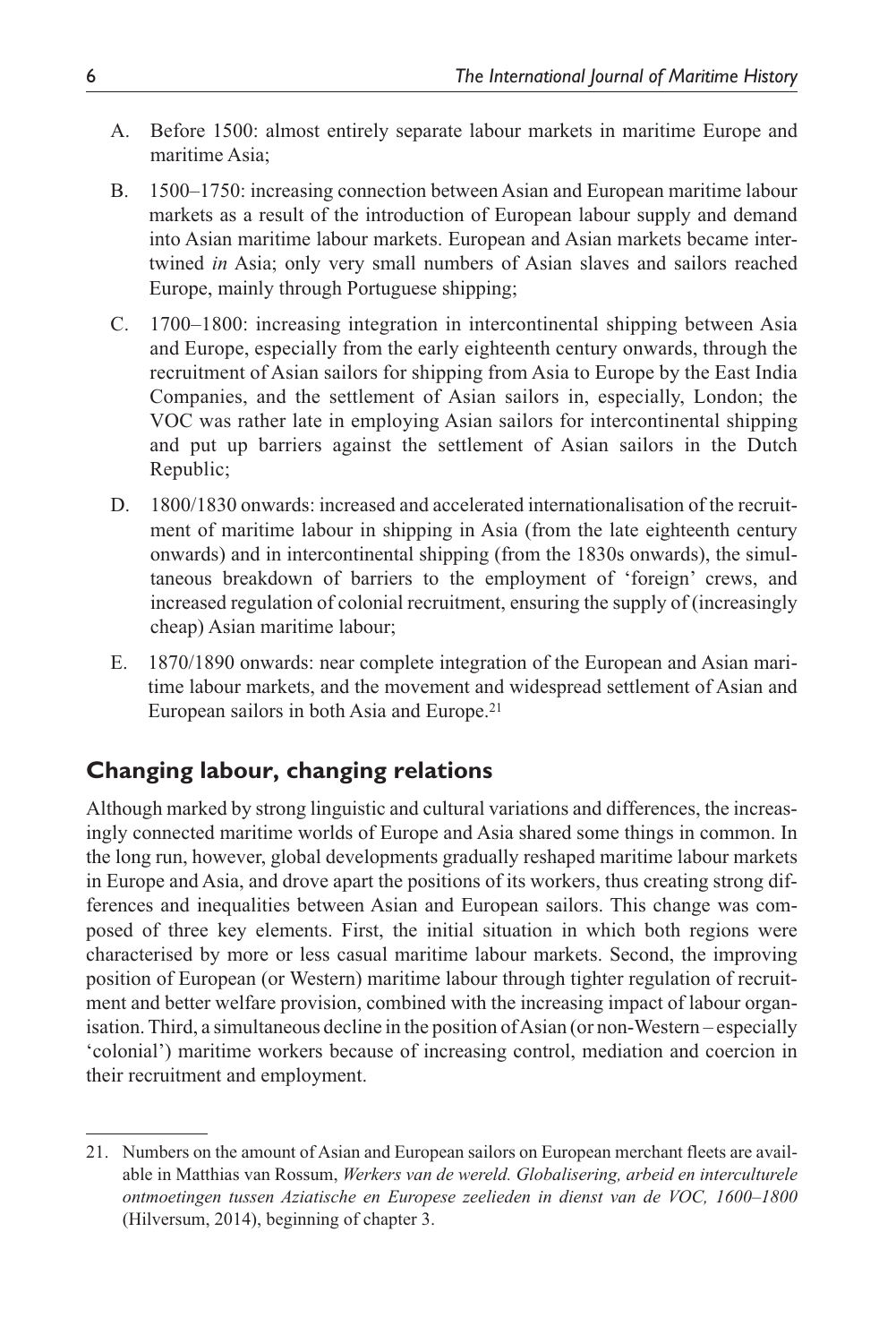A. Before 1500: almost entirely separate labour markets in maritime Europe and maritime Asia;

B. 1500–1750: increasing connection between Asian and European maritime labour markets as a result of the introduction of European labour supply and demand into Asian maritime labour markets. European and Asian markets became intertwined *in* Asia; only very small numbers of Asian slaves and sailors reached Europe, mainly through Portuguese shipping;

C. 1700–1800: increasing integration in intercontinental shipping between Asia and Europe, especially from the early eighteenth century onwards, through the recruitment of Asian sailors for shipping from Asia to Europe by the East India Companies, and the settlement of Asian sailors in, especially, London; the VOC was rather late in employing Asian sailors for intercontinental shipping and put up barriers against the settlement of Asian sailors in the Dutch Republic;

D. 1800/1830 onwards: increased and accelerated internationalisation of the recruitment of maritime labour in shipping in Asia (from the late eighteenth century onwards) and in intercontinental shipping (from the 1830s onwards), the simultaneous breakdown of barriers to the employment of 'foreign' crews, and increased regulation of colonial recruitment, ensuring the supply of (increasingly cheap) Asian maritime labour;

E. 1870/1890 onwards: near complete integration of the European and Asian maritime labour markets, and the movement and widespread settlement of Asian and European sailors in both Asia and Europe.[21]

## Changing labour, changing relations

Although marked by strong linguistic and cultural variations and differences, the increasingly connected maritime worlds of Europe and Asia shared some things in common. In the long run, however, global developments gradually reshaped maritime labour markets in Europe and Asia, and drove apart the positions of its workers, thus creating strong differences and inequalities between Asian and European sailors. This change was composed of three key elements. First, the initial situation in which both regions were characterised by more or less casual maritime labour markets. Second, the improving position of European (or Western) maritime labour through tighter regulation of recruitment and better welfare provision, combined with the increasing impact of labour organisation. Third, a simultaneous decline in the position of Asian (or non-Western – especially 'colonial') maritime workers because of increasing control, mediation and coercion in their recruitment and employment.

21. Numbers on the amount of Asian and European sailors on European merchant fleets are available in Matthias van Rossum, *Werkers van de wereld. Globalisering, arbeid en interculturele ontmoetingen tussen Aziatische en Europese zeelieden in dienst van de VOC, 1600–1800* (Hilversum, 2014), beginning of chapter 3.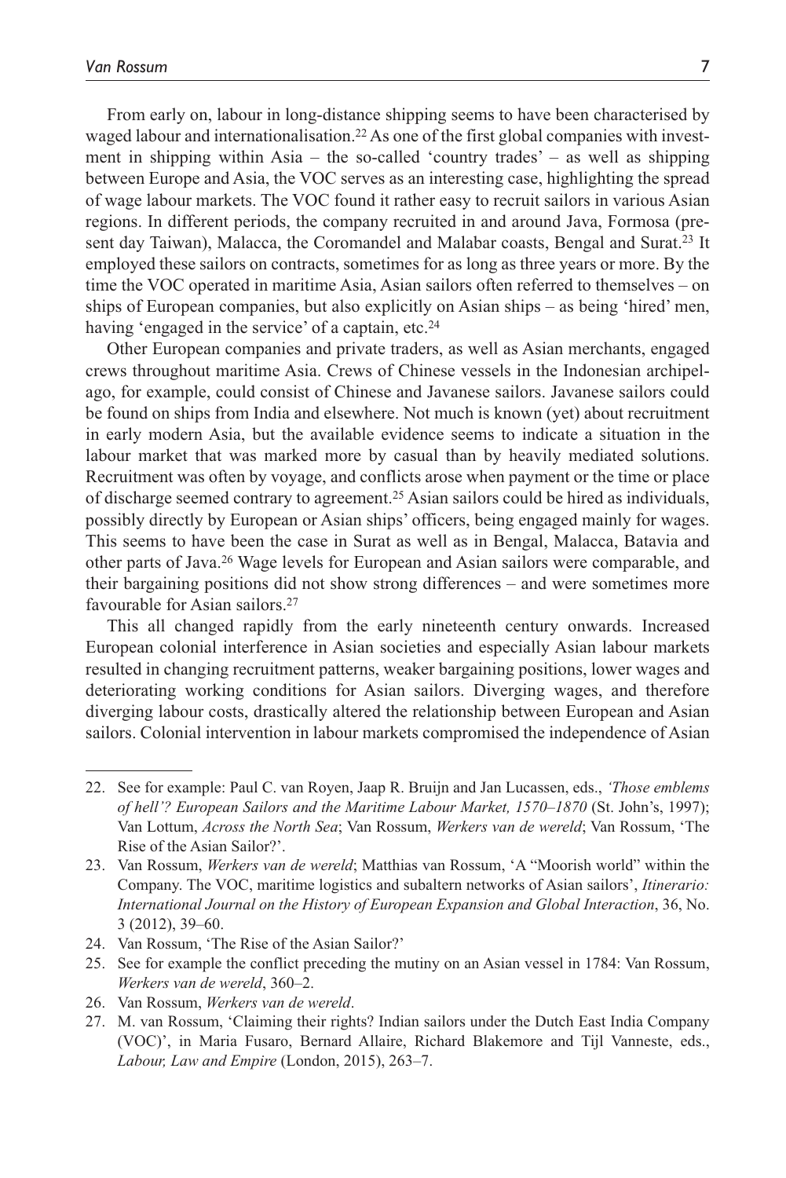From early on, labour in long-distance shipping seems to have been characterised by waged labour and internationalisation.[22] As one of the first global companies with investment in shipping within Asia – the so-called 'country trades' – as well as shipping between Europe and Asia, the VOC serves as an interesting case, highlighting the spread of wage labour markets. The VOC found it rather easy to recruit sailors in various Asian regions. In different periods, the company recruited in and around Java, Formosa (present day Taiwan), Malacca, the Coromandel and Malabar coasts, Bengal and Surat.[23] It employed these sailors on contracts, sometimes for as long as three years or more. By the time the VOC operated in maritime Asia, Asian sailors often referred to themselves – on ships of European companies, but also explicitly on Asian ships – as being 'hired' men, having 'engaged in the service' of a captain, etc.[24]

Other European companies and private traders, as well as Asian merchants, engaged crews throughout maritime Asia. Crews of Chinese vessels in the Indonesian archipelago, for example, could consist of Chinese and Javanese sailors. Javanese sailors could be found on ships from India and elsewhere. Not much is known (yet) about recruitment in early modern Asia, but the available evidence seems to indicate a situation in the labour market that was marked more by casual than by heavily mediated solutions. Recruitment was often by voyage, and conflicts arose when payment or the time or place of discharge seemed contrary to agreement.[25] Asian sailors could be hired as individuals, possibly directly by European or Asian ships' officers, being engaged mainly for wages. This seems to have been the case in Surat as well as in Bengal, Malacca, Batavia and other parts of Java.[26] Wage levels for European and Asian sailors were comparable, and their bargaining positions did not show strong differences – and were sometimes more favourable for Asian sailors.[27]

This all changed rapidly from the early nineteenth century onwards. Increased European colonial interference in Asian societies and especially Asian labour markets resulted in changing recruitment patterns, weaker bargaining positions, lower wages and deteriorating working conditions for Asian sailors. Diverging wages, and therefore diverging labour costs, drastically altered the relationship between European and Asian sailors. Colonial intervention in labour markets compromised the independence of Asian

22. See for example: Paul C. van Royen, Jaap R. Bruijn and Jan Lucassen, eds., *'Those emblems of hell'? European Sailors and the Maritime Labour Market, 1570–1870* (St. John's, 1997); Van Lottum, *Across the North Sea*; Van Rossum, *Werkers van de wereld*; Van Rossum, 'The Rise of the Asian Sailor?'.
23. Van Rossum, *Werkers van de wereld*; Matthias van Rossum, 'A "Moorish world" within the Company. The VOC, maritime logistics and subaltern networks of Asian sailors', *Itinerario: International Journal on the History of European Expansion and Global Interaction*, 36, No. 3 (2012), 39–60.
24. Van Rossum, 'The Rise of the Asian Sailor?'
25. See for example the conflict preceding the mutiny on an Asian vessel in 1784: Van Rossum, *Werkers van de wereld*, 360–2.
26. Van Rossum, *Werkers van de wereld*.
27. M. van Rossum, 'Claiming their rights? Indian sailors under the Dutch East India Company (VOC)', in Maria Fusaro, Bernard Allaire, Richard Blakemore and Tijl Vanneste, eds., *Labour, Law and Empire* (London, 2015), 263–7.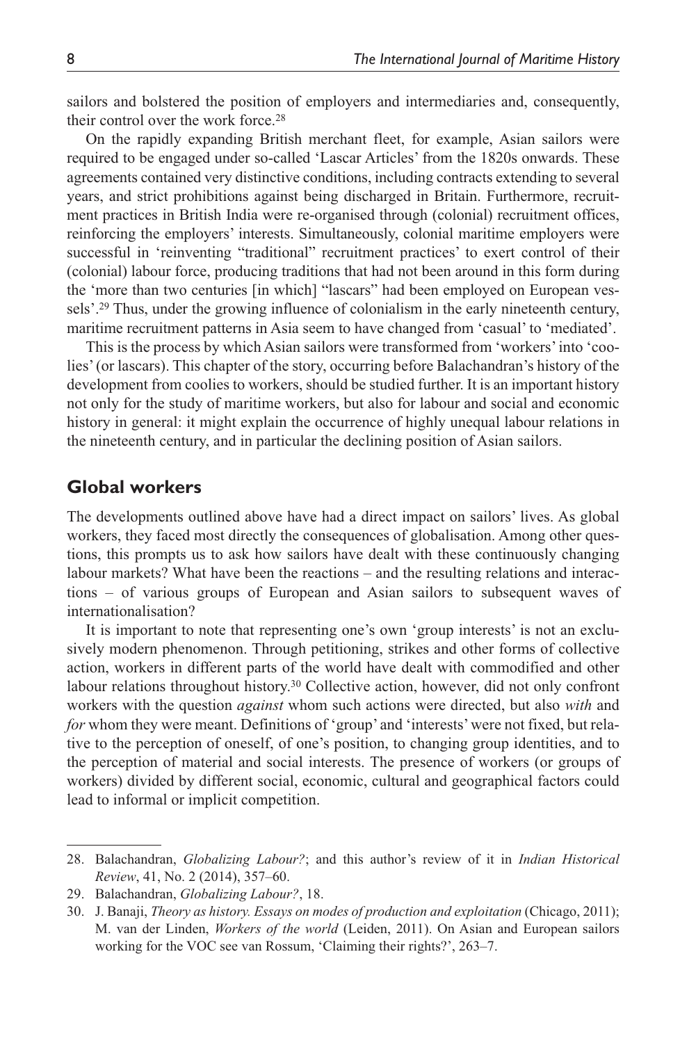sailors and bolstered the position of employers and intermediaries and, consequently, their control over the work force.[28]

On the rapidly expanding British merchant fleet, for example, Asian sailors were required to be engaged under so-called 'Lascar Articles' from the 1820s onwards. These agreements contained very distinctive conditions, including contracts extending to several years, and strict prohibitions against being discharged in Britain. Furthermore, recruitment practices in British India were re-organised through (colonial) recruitment offices, reinforcing the employers' interests. Simultaneously, colonial maritime employers were successful in 'reinventing "traditional" recruitment practices' to exert control of their (colonial) labour force, producing traditions that had not been around in this form during the 'more than two centuries [in which] "lascars" had been employed on European vessels'.[29] Thus, under the growing influence of colonialism in the early nineteenth century, maritime recruitment patterns in Asia seem to have changed from 'casual' to 'mediated'.

This is the process by which Asian sailors were transformed from 'workers' into 'coolies' (or lascars). This chapter of the story, occurring before Balachandran's history of the development from coolies to workers, should be studied further. It is an important history not only for the study of maritime workers, but also for labour and social and economic history in general: it might explain the occurrence of highly unequal labour relations in the nineteenth century, and in particular the declining position of Asian sailors.

## Global workers

The developments outlined above have had a direct impact on sailors' lives. As global workers, they faced most directly the consequences of globalisation. Among other questions, this prompts us to ask how sailors have dealt with these continuously changing labour markets? What have been the reactions – and the resulting relations and interactions – of various groups of European and Asian sailors to subsequent waves of internationalisation?

It is important to note that representing one's own 'group interests' is not an exclusively modern phenomenon. Through petitioning, strikes and other forms of collective action, workers in different parts of the world have dealt with commodified and other labour relations throughout history.[30] Collective action, however, did not only confront workers with the question *against* whom such actions were directed, but also *with* and *for* whom they were meant. Definitions of 'group' and 'interests' were not fixed, but relative to the perception of oneself, of one's position, to changing group identities, and to the perception of material and social interests. The presence of workers (or groups of workers) divided by different social, economic, cultural and geographical factors could lead to informal or implicit competition.

---

28. Balachandran, *Globalizing Labour?*; and this author's review of it in *Indian Historical Review*, 41, No. 2 (2014), 357–60.
29. Balachandran, *Globalizing Labour?*, 18.
30. J. Banaji, *Theory as history. Essays on modes of production and exploitation* (Chicago, 2011); M. van der Linden, *Workers of the world* (Leiden, 2011). On Asian and European sailors working for the VOC see van Rossum, 'Claiming their rights?', 263–7.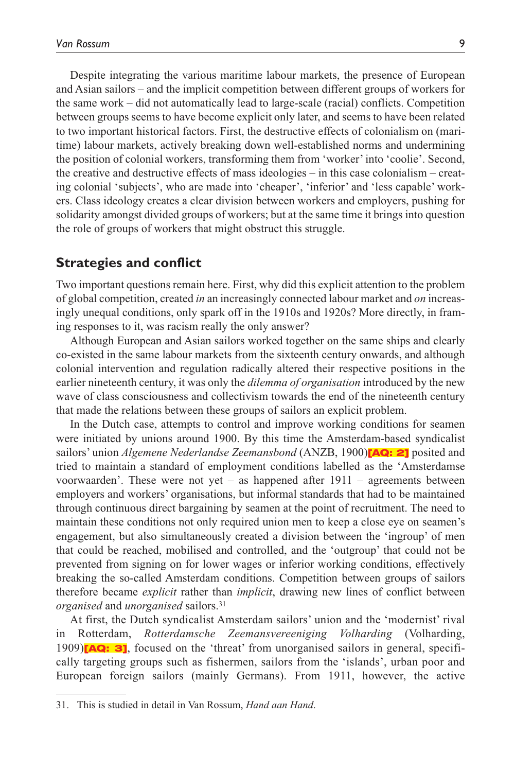Despite integrating the various maritime labour markets, the presence of European and Asian sailors – and the implicit competition between different groups of workers for the same work – did not automatically lead to large-scale (racial) conflicts. Competition between groups seems to have become explicit only later, and seems to have been related to two important historical factors. First, the destructive effects of colonialism on (maritime) labour markets, actively breaking down well-established norms and undermining the position of colonial workers, transforming them from 'worker' into 'coolie'. Second, the creative and destructive effects of mass ideologies – in this case colonialism – creating colonial 'subjects', who are made into 'cheaper', 'inferior' and 'less capable' workers. Class ideology creates a clear division between workers and employers, pushing for solidarity amongst divided groups of workers; but at the same time it brings into question the role of groups of workers that might obstruct this struggle.

## Strategies and conflict

Two important questions remain here. First, why did this explicit attention to the problem of global competition, created *in* an increasingly connected labour market and *on* increasingly unequal conditions, only spark off in the 1910s and 1920s? More directly, in framing responses to it, was racism really the only answer?

Although European and Asian sailors worked together on the same ships and clearly co-existed in the same labour markets from the sixteenth century onwards, and although colonial intervention and regulation radically altered their respective positions in the earlier nineteenth century, it was only the *dilemma of organisation* introduced by the new wave of class consciousness and collectivism towards the end of the nineteenth century that made the relations between these groups of sailors an explicit problem.

In the Dutch case, attempts to control and improve working conditions for seamen were initiated by unions around 1900. By this time the Amsterdam-based syndicalist sailors' union *Algemene Nederlandse Zeemansbond* (ANZB, 1900)**[AQ: 2]** posited and tried to maintain a standard of employment conditions labelled as the 'Amsterdamse voorwaarden'. These were not yet – as happened after 1911 – agreements between employers and workers' organisations, but informal standards that had to be maintained through continuous direct bargaining by seamen at the point of recruitment. The need to maintain these conditions not only required union men to keep a close eye on seamen's engagement, but also simultaneously created a division between the 'ingroup' of men that could be reached, mobilised and controlled, and the 'outgroup' that could not be prevented from signing on for lower wages or inferior working conditions, effectively breaking the so-called Amsterdam conditions. Competition between groups of sailors therefore became *explicit* rather than *implicit*, drawing new lines of conflict between *organised* and *unorganised* sailors.[31]

At first, the Dutch syndicalist Amsterdam sailors' union and the 'modernist' rival in Rotterdam, *Rotterdamsche Zeemansvereeniging Volharding* (Volharding, 1909)**[AQ: 3]**, focused on the 'threat' from unorganised sailors in general, specifically targeting groups such as fishermen, sailors from the 'islands', urban poor and European foreign sailors (mainly Germans). From 1911, however, the active

31. This is studied in detail in Van Rossum, *Hand aan Hand*.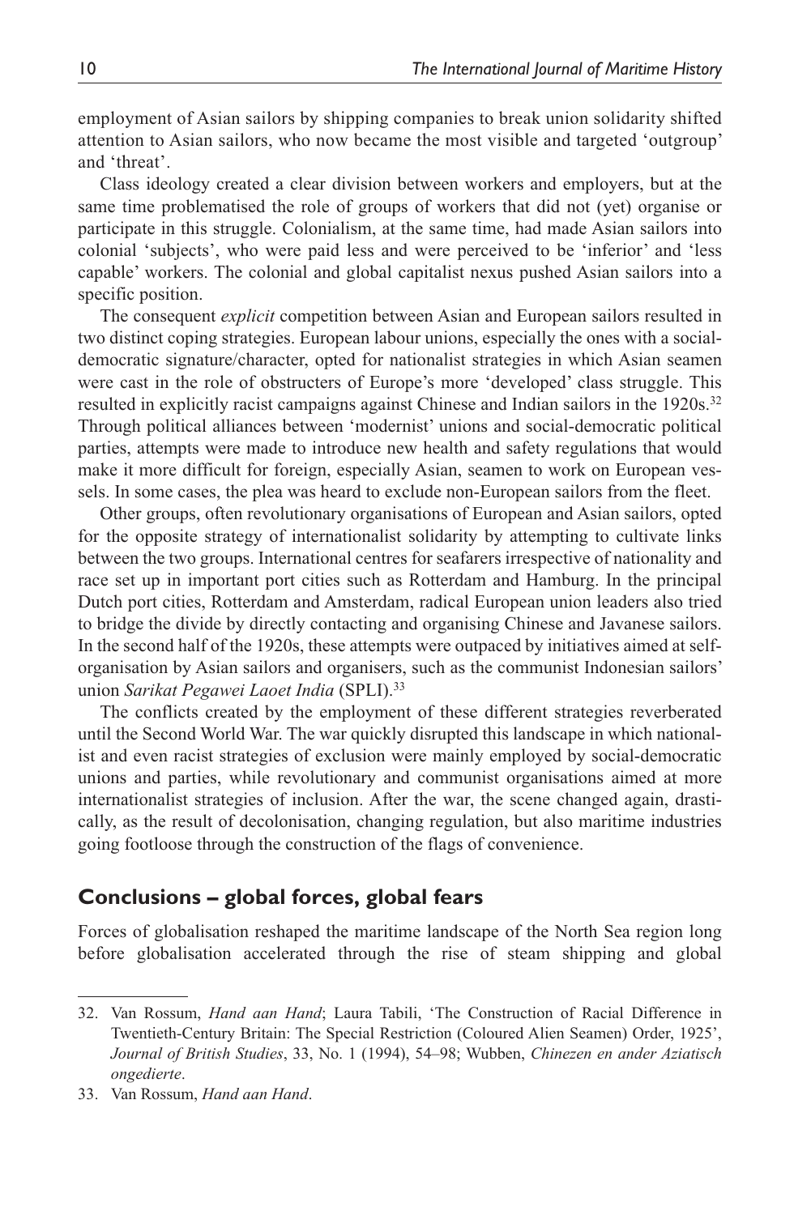employment of Asian sailors by shipping companies to break union solidarity shifted attention to Asian sailors, who now became the most visible and targeted 'outgroup' and 'threat'.

Class ideology created a clear division between workers and employers, but at the same time problematised the role of groups of workers that did not (yet) organise or participate in this struggle. Colonialism, at the same time, had made Asian sailors into colonial 'subjects', who were paid less and were perceived to be 'inferior' and 'less capable' workers. The colonial and global capitalist nexus pushed Asian sailors into a specific position.

The consequent *explicit* competition between Asian and European sailors resulted in two distinct coping strategies. European labour unions, especially the ones with a social-democratic signature/character, opted for nationalist strategies in which Asian seamen were cast in the role of obstructers of Europe's more 'developed' class struggle. This resulted in explicitly racist campaigns against Chinese and Indian sailors in the 1920s.[32] Through political alliances between 'modernist' unions and social-democratic political parties, attempts were made to introduce new health and safety regulations that would make it more difficult for foreign, especially Asian, seamen to work on European vessels. In some cases, the plea was heard to exclude non-European sailors from the fleet.

Other groups, often revolutionary organisations of European and Asian sailors, opted for the opposite strategy of internationalist solidarity by attempting to cultivate links between the two groups. International centres for seafarers irrespective of nationality and race set up in important port cities such as Rotterdam and Hamburg. In the principal Dutch port cities, Rotterdam and Amsterdam, radical European union leaders also tried to bridge the divide by directly contacting and organising Chinese and Javanese sailors. In the second half of the 1920s, these attempts were outpaced by initiatives aimed at self-organisation by Asian sailors and organisers, such as the communist Indonesian sailors' union *Sarikat Pegawei Laoet India* (SPLI).[33]

The conflicts created by the employment of these different strategies reverberated until the Second World War. The war quickly disrupted this landscape in which nationalist and even racist strategies of exclusion were mainly employed by social-democratic unions and parties, while revolutionary and communist organisations aimed at more internationalist strategies of inclusion. After the war, the scene changed again, drastically, as the result of decolonisation, changing regulation, but also maritime industries going footloose through the construction of the flags of convenience.

## Conclusions – global forces, global fears

Forces of globalisation reshaped the maritime landscape of the North Sea region long before globalisation accelerated through the rise of steam shipping and global

---

32. Van Rossum, *Hand aan Hand*; Laura Tabili, 'The Construction of Racial Difference in Twentieth-Century Britain: The Special Restriction (Coloured Alien Seamen) Order, 1925', *Journal of British Studies*, 33, No. 1 (1994), 54–98; Wubben, *Chinezen en ander Aziatisch ongedierte*.

33. Van Rossum, *Hand aan Hand*.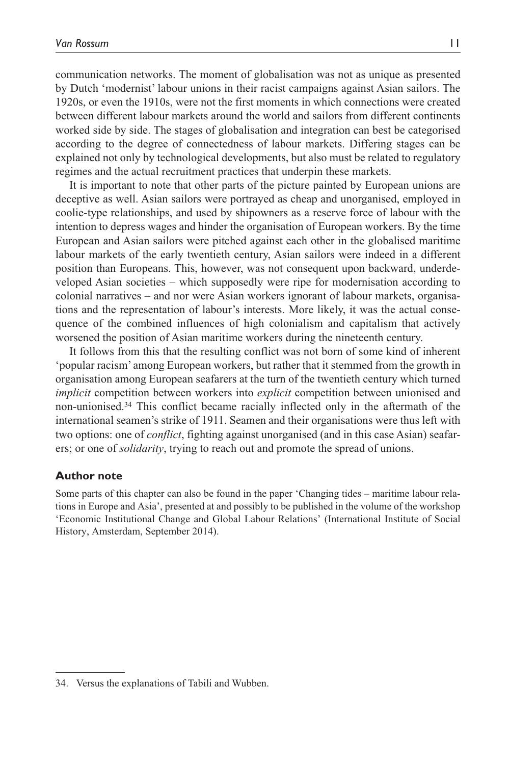communication networks. The moment of globalisation was not as unique as presented by Dutch 'modernist' labour unions in their racist campaigns against Asian sailors. The 1920s, or even the 1910s, were not the first moments in which connections were created between different labour markets around the world and sailors from different continents worked side by side. The stages of globalisation and integration can best be categorised according to the degree of connectedness of labour markets. Differing stages can be explained not only by technological developments, but also must be related to regulatory regimes and the actual recruitment practices that underpin these markets.

It is important to note that other parts of the picture painted by European unions are deceptive as well. Asian sailors were portrayed as cheap and unorganised, employed in coolie-type relationships, and used by shipowners as a reserve force of labour with the intention to depress wages and hinder the organisation of European workers. By the time European and Asian sailors were pitched against each other in the globalised maritime labour markets of the early twentieth century, Asian sailors were indeed in a different position than Europeans. This, however, was not consequent upon backward, underdeveloped Asian societies – which supposedly were ripe for modernisation according to colonial narratives – and nor were Asian workers ignorant of labour markets, organisations and the representation of labour's interests. More likely, it was the actual consequence of the combined influences of high colonialism and capitalism that actively worsened the position of Asian maritime workers during the nineteenth century.

It follows from this that the resulting conflict was not born of some kind of inherent 'popular racism' among European workers, but rather that it stemmed from the growth in organisation among European seafarers at the turn of the twentieth century which turned *implicit* competition between workers into *explicit* competition between unionised and non-unionised.[34] This conflict became racially inflected only in the aftermath of the international seamen's strike of 1911. Seamen and their organisations were thus left with two options: one of *conflict*, fighting against unorganised (and in this case Asian) seafarers; or one of *solidarity*, trying to reach out and promote the spread of unions.

### Author note

Some parts of this chapter can also be found in the paper 'Changing tides – maritime labour relations in Europe and Asia', presented at and possibly to be published in the volume of the workshop 'Economic Institutional Change and Global Labour Relations' (International Institute of Social History, Amsterdam, September 2014).

---

34. Versus the explanations of Tabili and Wubben.